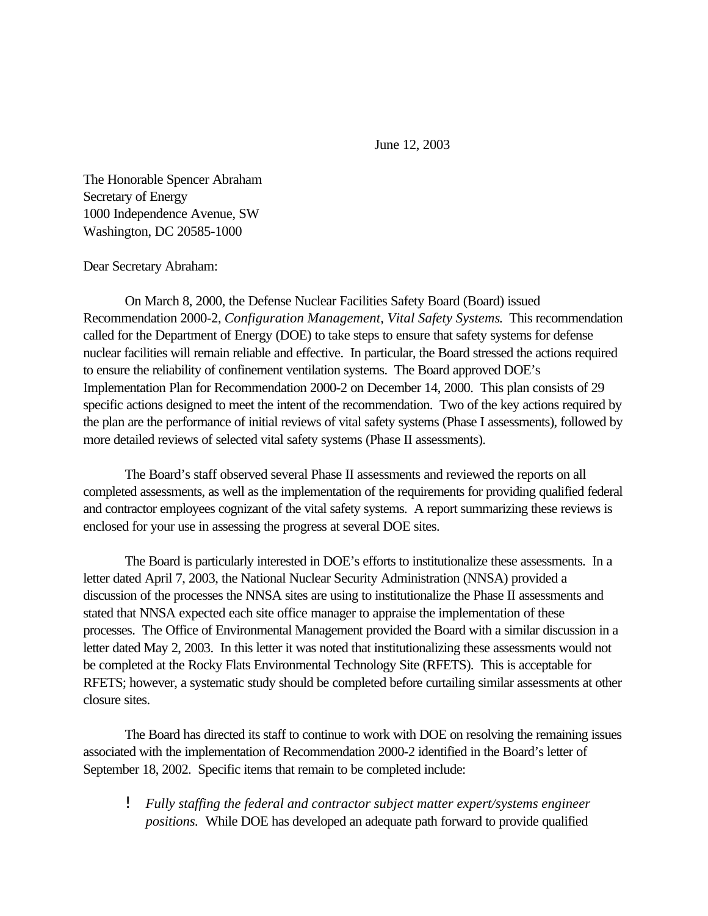June 12, 2003

The Honorable Spencer Abraham
Secretary of Energy
1000 Independence Avenue, SW
Washington, DC 20585-1000

Dear Secretary Abraham:

On March 8, 2000, the Defense Nuclear Facilities Safety Board (Board) issued Recommendation 2000-2, *Configuration Management, Vital Safety Systems.* This recommendation called for the Department of Energy (DOE) to take steps to ensure that safety systems for defense nuclear facilities will remain reliable and effective. In particular, the Board stressed the actions required to ensure the reliability of confinement ventilation systems. The Board approved DOE's Implementation Plan for Recommendation 2000-2 on December 14, 2000. This plan consists of 29 specific actions designed to meet the intent of the recommendation. Two of the key actions required by the plan are the performance of initial reviews of vital safety systems (Phase I assessments), followed by more detailed reviews of selected vital safety systems (Phase II assessments).

The Board's staff observed several Phase II assessments and reviewed the reports on all completed assessments, as well as the implementation of the requirements for providing qualified federal and contractor employees cognizant of the vital safety systems. A report summarizing these reviews is enclosed for your use in assessing the progress at several DOE sites.

The Board is particularly interested in DOE's efforts to institutionalize these assessments. In a letter dated April 7, 2003, the National Nuclear Security Administration (NNSA) provided a discussion of the processes the NNSA sites are using to institutionalize the Phase II assessments and stated that NNSA expected each site office manager to appraise the implementation of these processes. The Office of Environmental Management provided the Board with a similar discussion in a letter dated May 2, 2003. In this letter it was noted that institutionalizing these assessments would not be completed at the Rocky Flats Environmental Technology Site (RFETS). This is acceptable for RFETS; however, a systematic study should be completed before curtailing similar assessments at other closure sites.

The Board has directed its staff to continue to work with DOE on resolving the remaining issues associated with the implementation of Recommendation 2000-2 identified in the Board's letter of September 18, 2002. Specific items that remain to be completed include:

- *Fully staffing the federal and contractor subject matter expert/systems engineer positions.* While DOE has developed an adequate path forward to provide qualified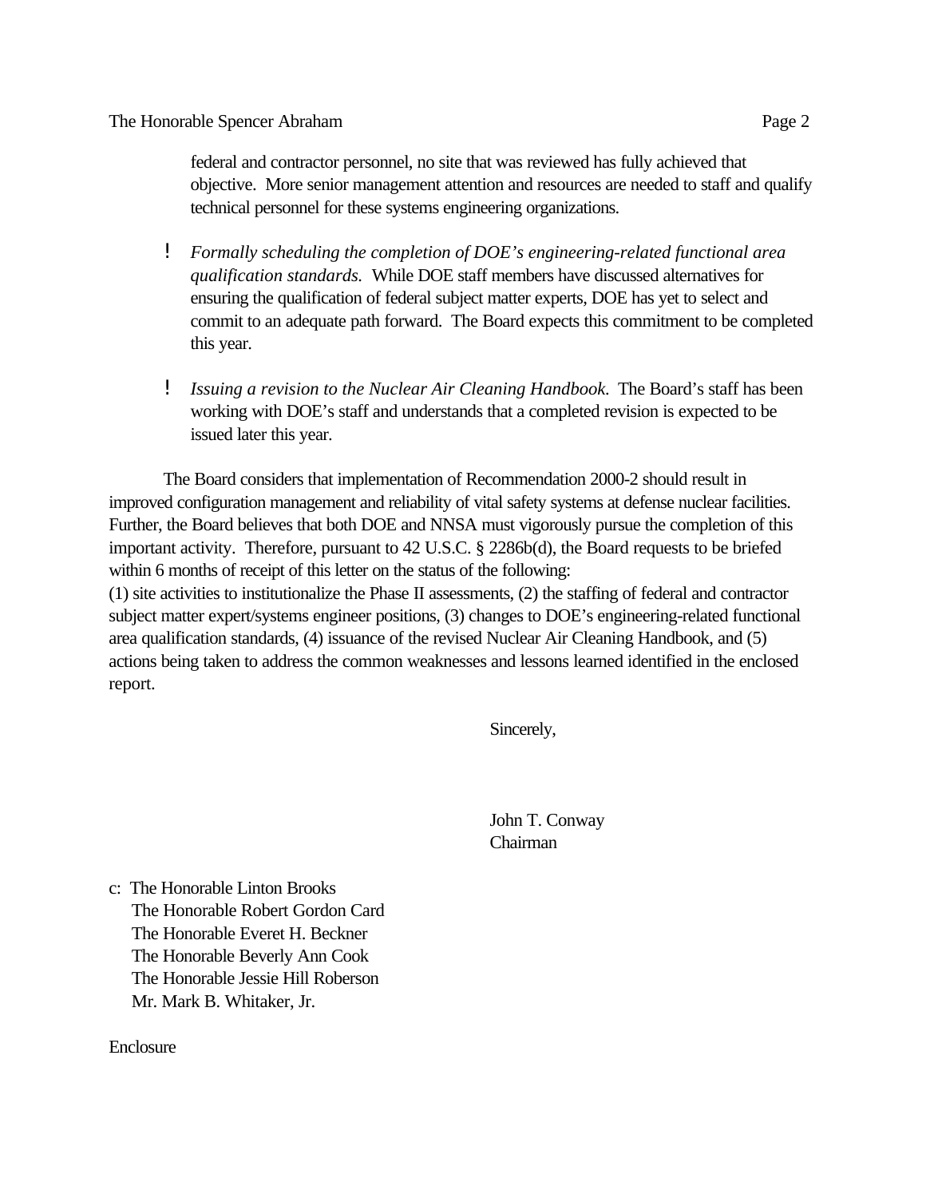federal and contractor personnel, no site that was reviewed has fully achieved that objective. More senior management attention and resources are needed to staff and qualify technical personnel for these systems engineering organizations.

- *Formally scheduling the completion of DOE's engineering-related functional area qualification standards.* While DOE staff members have discussed alternatives for ensuring the qualification of federal subject matter experts, DOE has yet to select and commit to an adequate path forward. The Board expects this commitment to be completed this year.

- *Issuing a revision to the Nuclear Air Cleaning Handbook.* The Board's staff has been working with DOE's staff and understands that a completed revision is expected to be issued later this year.

The Board considers that implementation of Recommendation 2000-2 should result in improved configuration management and reliability of vital safety systems at defense nuclear facilities. Further, the Board believes that both DOE and NNSA must vigorously pursue the completion of this important activity. Therefore, pursuant to 42 U.S.C. § 2286b(d), the Board requests to be briefed within 6 months of receipt of this letter on the status of the following:
(1) site activities to institutionalize the Phase II assessments, (2) the staffing of federal and contractor subject matter expert/systems engineer positions, (3) changes to DOE's engineering-related functional area qualification standards, (4) issuance of the revised Nuclear Air Cleaning Handbook, and (5) actions being taken to address the common weaknesses and lessons learned identified in the enclosed report.

Sincerely,

John T. Conway
Chairman

c: The Honorable Linton Brooks
The Honorable Robert Gordon Card
The Honorable Everet H. Beckner
The Honorable Beverly Ann Cook
The Honorable Jessie Hill Roberson
Mr. Mark B. Whitaker, Jr.

Enclosure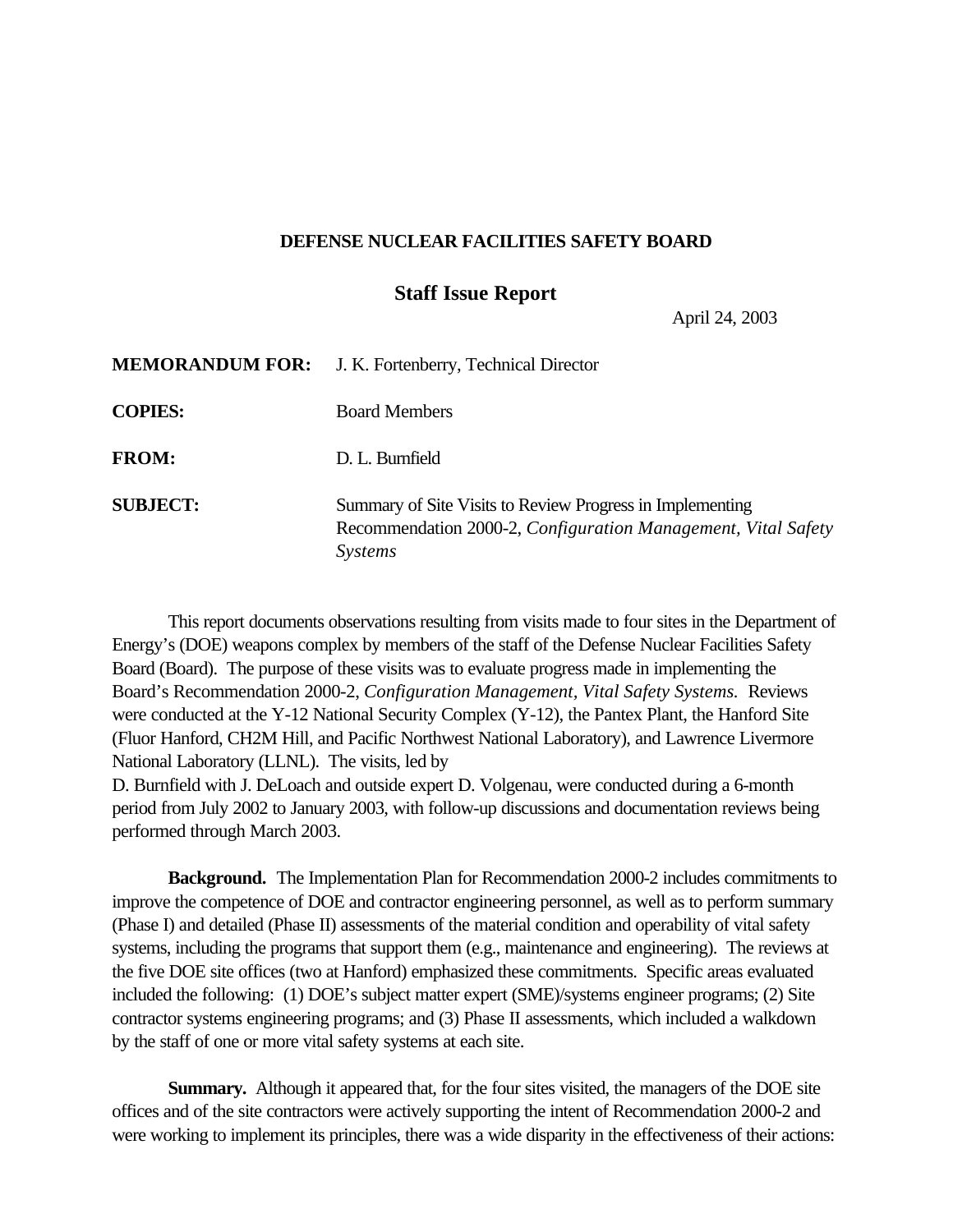**DEFENSE NUCLEAR FACILITIES SAFETY BOARD**

## Staff Issue Report

April 24, 2003

**MEMORANDUM FOR:** J. K. Fortenberry, Technical Director

**COPIES:** Board Members

**FROM:** D. L. Burnfield

**SUBJECT:** Summary of Site Visits to Review Progress in Implementing Recommendation 2000-2, *Configuration Management, Vital Safety Systems*

This report documents observations resulting from visits made to four sites in the Department of Energy's (DOE) weapons complex by members of the staff of the Defense Nuclear Facilities Safety Board (Board). The purpose of these visits was to evaluate progress made in implementing the Board's Recommendation 2000-2, *Configuration Management, Vital Safety Systems.* Reviews were conducted at the Y-12 National Security Complex (Y-12), the Pantex Plant, the Hanford Site (Fluor Hanford, CH2M Hill, and Pacific Northwest National Laboratory), and Lawrence Livermore National Laboratory (LLNL). The visits, led by D. Burnfield with J. DeLoach and outside expert D. Volgenau, were conducted during a 6-month period from July 2002 to January 2003, with follow-up discussions and documentation reviews being performed through March 2003.

**Background.** The Implementation Plan for Recommendation 2000-2 includes commitments to improve the competence of DOE and contractor engineering personnel, as well as to perform summary (Phase I) and detailed (Phase II) assessments of the material condition and operability of vital safety systems, including the programs that support them (e.g., maintenance and engineering). The reviews at the five DOE site offices (two at Hanford) emphasized these commitments. Specific areas evaluated included the following: (1) DOE's subject matter expert (SME)/systems engineer programs; (2) Site contractor systems engineering programs; and (3) Phase II assessments, which included a walkdown by the staff of one or more vital safety systems at each site.

**Summary.** Although it appeared that, for the four sites visited, the managers of the DOE site offices and of the site contractors were actively supporting the intent of Recommendation 2000-2 and were working to implement its principles, there was a wide disparity in the effectiveness of their actions: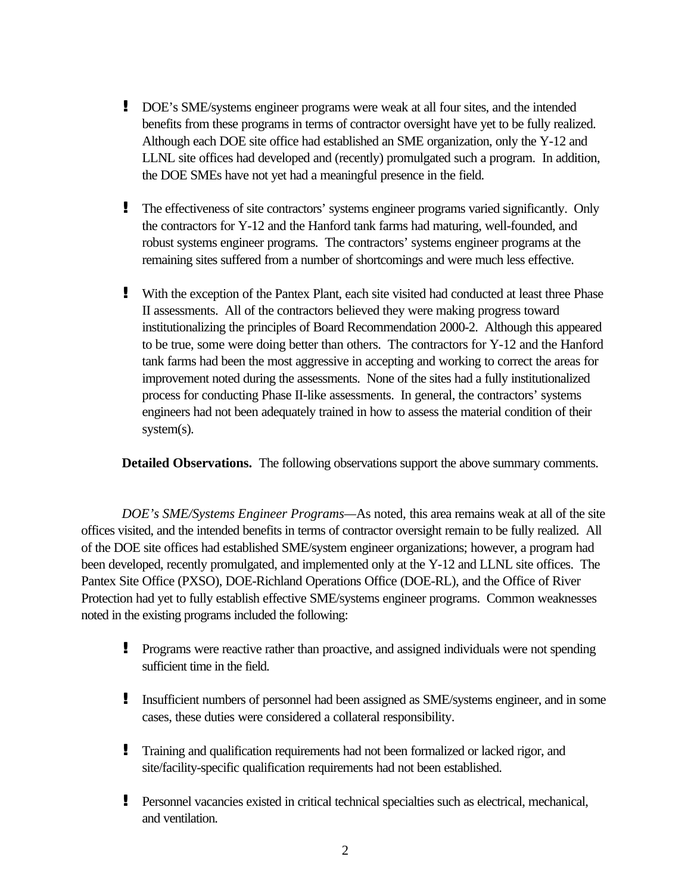- DOE's SME/systems engineer programs were weak at all four sites, and the intended benefits from these programs in terms of contractor oversight have yet to be fully realized. Although each DOE site office had established an SME organization, only the Y-12 and LLNL site offices had developed and (recently) promulgated such a program. In addition, the DOE SMEs have not yet had a meaningful presence in the field.

- The effectiveness of site contractors' systems engineer programs varied significantly. Only the contractors for Y-12 and the Hanford tank farms had maturing, well-founded, and robust systems engineer programs. The contractors' systems engineer programs at the remaining sites suffered from a number of shortcomings and were much less effective.

- With the exception of the Pantex Plant, each site visited had conducted at least three Phase II assessments. All of the contractors believed they were making progress toward institutionalizing the principles of Board Recommendation 2000-2. Although this appeared to be true, some were doing better than others. The contractors for Y-12 and the Hanford tank farms had been the most aggressive in accepting and working to correct the areas for improvement noted during the assessments. None of the sites had a fully institutionalized process for conducting Phase II-like assessments. In general, the contractors' systems engineers had not been adequately trained in how to assess the material condition of their system(s).

**Detailed Observations.** The following observations support the above summary comments.

*DOE's SME/Systems Engineer Programs*—As noted, this area remains weak at all of the site offices visited, and the intended benefits in terms of contractor oversight remain to be fully realized. All of the DOE site offices had established SME/system engineer organizations; however, a program had been developed, recently promulgated, and implemented only at the Y-12 and LLNL site offices. The Pantex Site Office (PXSO), DOE-Richland Operations Office (DOE-RL), and the Office of River Protection had yet to fully establish effective SME/systems engineer programs. Common weaknesses noted in the existing programs included the following:

- Programs were reactive rather than proactive, and assigned individuals were not spending sufficient time in the field.

- Insufficient numbers of personnel had been assigned as SME/systems engineer, and in some cases, these duties were considered a collateral responsibility.

- Training and qualification requirements had not been formalized or lacked rigor, and site/facility-specific qualification requirements had not been established.

- Personnel vacancies existed in critical technical specialties such as electrical, mechanical, and ventilation.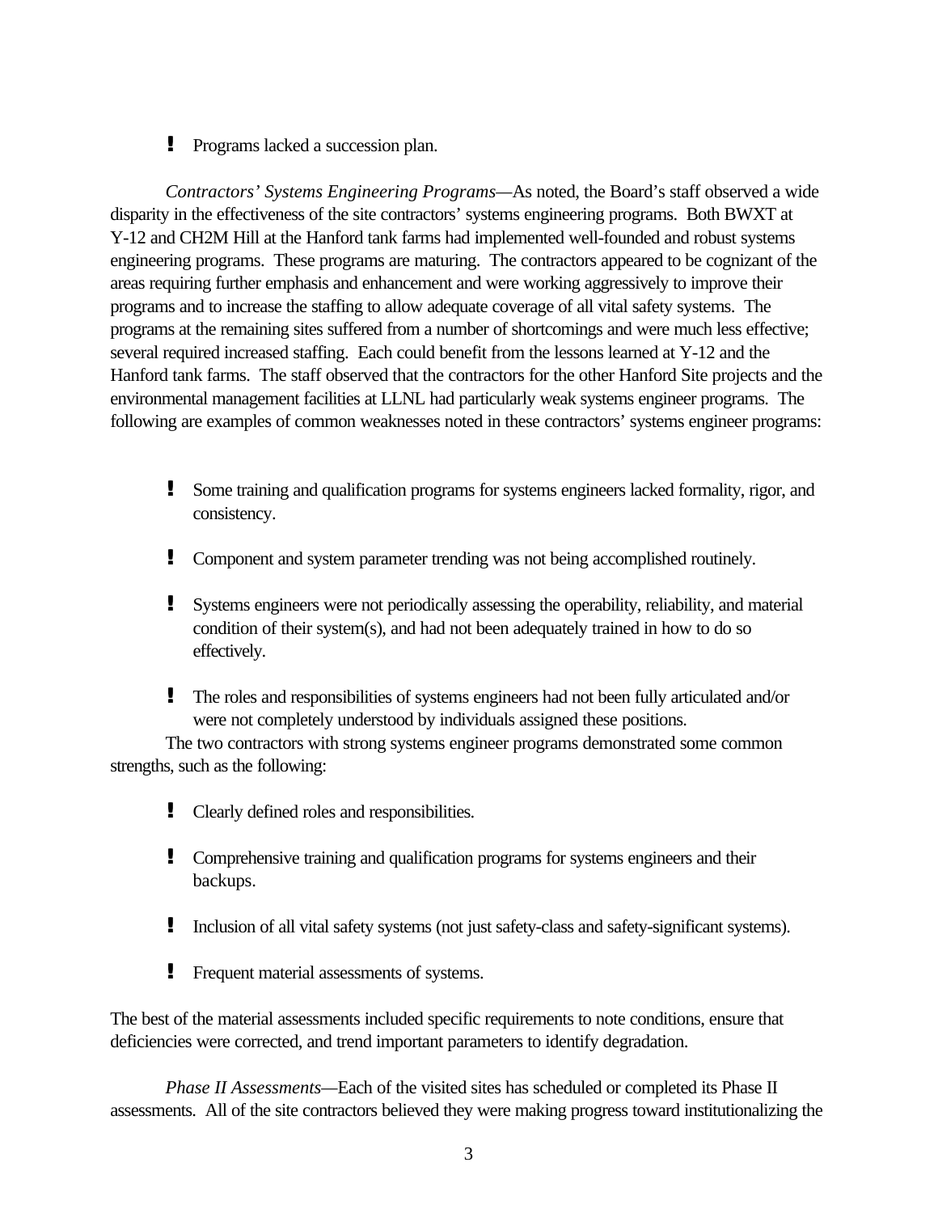- Programs lacked a succession plan.

*Contractors' Systems Engineering Programs*—As noted, the Board's staff observed a wide disparity in the effectiveness of the site contractors' systems engineering programs. Both BWXT at Y-12 and CH2M Hill at the Hanford tank farms had implemented well-founded and robust systems engineering programs. These programs are maturing. The contractors appeared to be cognizant of the areas requiring further emphasis and enhancement and were working aggressively to improve their programs and to increase the staffing to allow adequate coverage of all vital safety systems. The programs at the remaining sites suffered from a number of shortcomings and were much less effective; several required increased staffing. Each could benefit from the lessons learned at Y-12 and the Hanford tank farms. The staff observed that the contractors for the other Hanford Site projects and the environmental management facilities at LLNL had particularly weak systems engineer programs. The following are examples of common weaknesses noted in these contractors' systems engineer programs:

- Some training and qualification programs for systems engineers lacked formality, rigor, and consistency.
- Component and system parameter trending was not being accomplished routinely.
- Systems engineers were not periodically assessing the operability, reliability, and material condition of their system(s), and had not been adequately trained in how to do so effectively.
- The roles and responsibilities of systems engineers had not been fully articulated and/or were not completely understood by individuals assigned these positions.

The two contractors with strong systems engineer programs demonstrated some common strengths, such as the following:

- Clearly defined roles and responsibilities.
- Comprehensive training and qualification programs for systems engineers and their backups.
- Inclusion of all vital safety systems (not just safety-class and safety-significant systems).
- Frequent material assessments of systems.

The best of the material assessments included specific requirements to note conditions, ensure that deficiencies were corrected, and trend important parameters to identify degradation.

*Phase II Assessments*—Each of the visited sites has scheduled or completed its Phase II assessments. All of the site contractors believed they were making progress toward institutionalizing the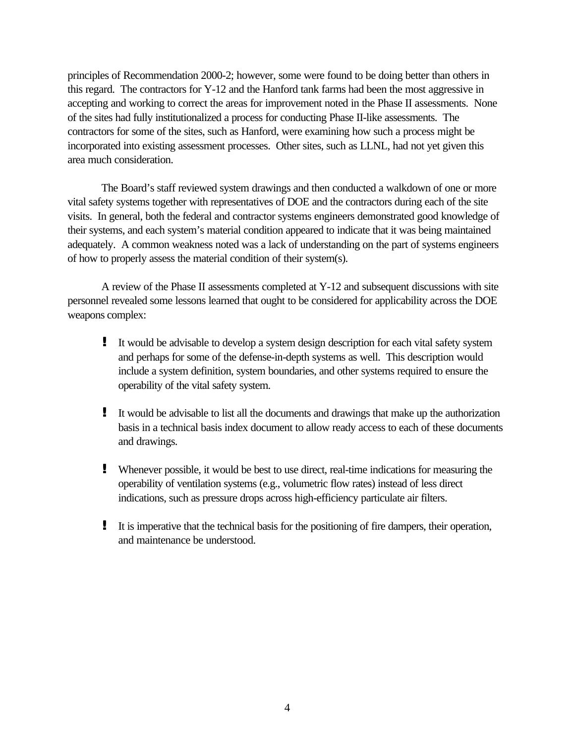principles of Recommendation 2000-2; however, some were found to be doing better than others in this regard. The contractors for Y-12 and the Hanford tank farms had been the most aggressive in accepting and working to correct the areas for improvement noted in the Phase II assessments. None of the sites had fully institutionalized a process for conducting Phase II-like assessments. The contractors for some of the sites, such as Hanford, were examining how such a process might be incorporated into existing assessment processes. Other sites, such as LLNL, had not yet given this area much consideration.

The Board's staff reviewed system drawings and then conducted a walkdown of one or more vital safety systems together with representatives of DOE and the contractors during each of the site visits. In general, both the federal and contractor systems engineers demonstrated good knowledge of their systems, and each system's material condition appeared to indicate that it was being maintained adequately. A common weakness noted was a lack of understanding on the part of systems engineers of how to properly assess the material condition of their system(s).

A review of the Phase II assessments completed at Y-12 and subsequent discussions with site personnel revealed some lessons learned that ought to be considered for applicability across the DOE weapons complex:

- It would be advisable to develop a system design description for each vital safety system and perhaps for some of the defense-in-depth systems as well. This description would include a system definition, system boundaries, and other systems required to ensure the operability of the vital safety system.

- It would be advisable to list all the documents and drawings that make up the authorization basis in a technical basis index document to allow ready access to each of these documents and drawings.

- Whenever possible, it would be best to use direct, real-time indications for measuring the operability of ventilation systems (e.g., volumetric flow rates) instead of less direct indications, such as pressure drops across high-efficiency particulate air filters.

- It is imperative that the technical basis for the positioning of fire dampers, their operation, and maintenance be understood.